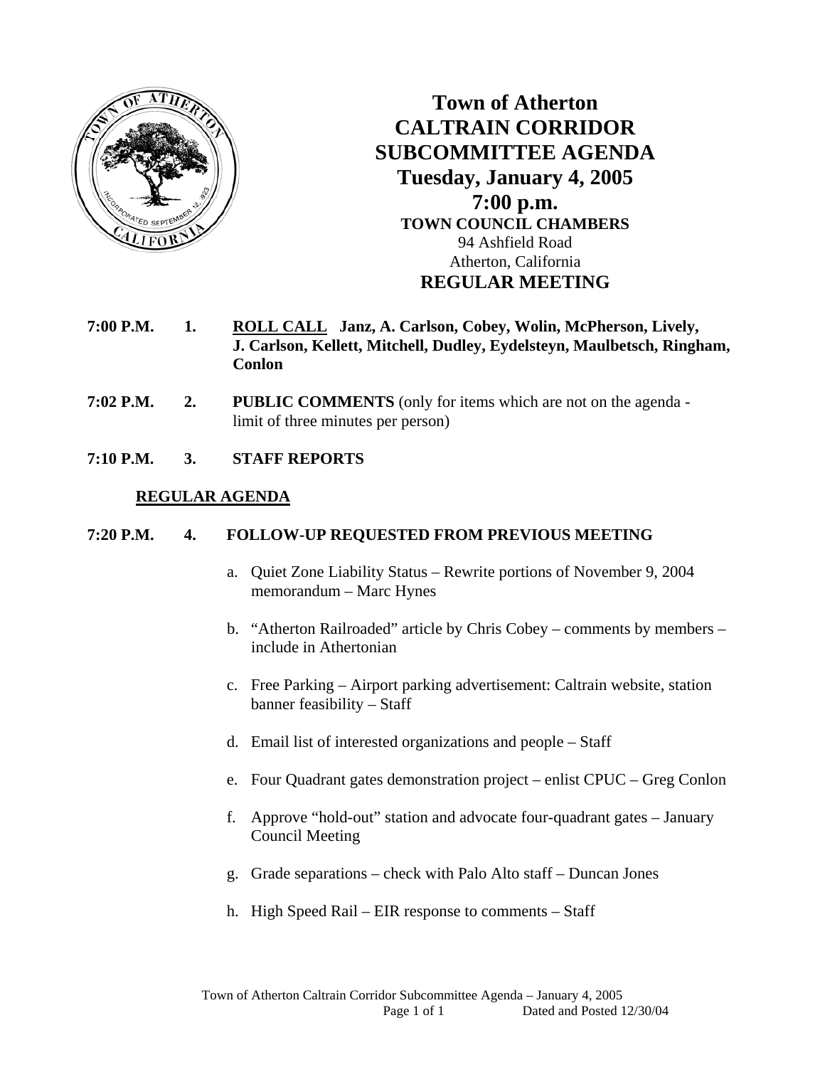# Town of Atherton
# CALTRAIN CORRIDOR SUBCOMMITTEE AGENDA
## Tuesday, January 4, 2005
## 7:00 p.m.

**TOWN COUNCIL CHAMBERS**
94 Ashfield Road
Atherton, California

## REGULAR MEETING

**7:00 P.M.** **1.** **ROLL CALL** **Janz, A. Carlson, Cobey, Wolin, McPherson, Lively, J. Carlson, Kellett, Mitchell, Dudley, Eydelsteyn, Maulbetsch, Ringham, Conlon**

**7:02 P.M.** **2.** **PUBLIC COMMENTS** (only for items which are not on the agenda - limit of three minutes per person)

**7:10 P.M.** **3.** **STAFF REPORTS**

**REGULAR AGENDA**

**7:20 P.M.** **4.** **FOLLOW-UP REQUESTED FROM PREVIOUS MEETING**

a. Quiet Zone Liability Status – Rewrite portions of November 9, 2004 memorandum – Marc Hynes

b. "Atherton Railroaded" article by Chris Cobey – comments by members – include in Athertonian

c. Free Parking – Airport parking advertisement: Caltrain website, station banner feasibility – Staff

d. Email list of interested organizations and people – Staff

e. Four Quadrant gates demonstration project – enlist CPUC – Greg Conlon

f. Approve "hold-out" station and advocate four-quadrant gates – January Council Meeting

g. Grade separations – check with Palo Alto staff – Duncan Jones

h. High Speed Rail – EIR response to comments – Staff

Town of Atherton Caltrain Corridor Subcommittee Agenda – January 4, 2005
Dated and Posted 12/30/04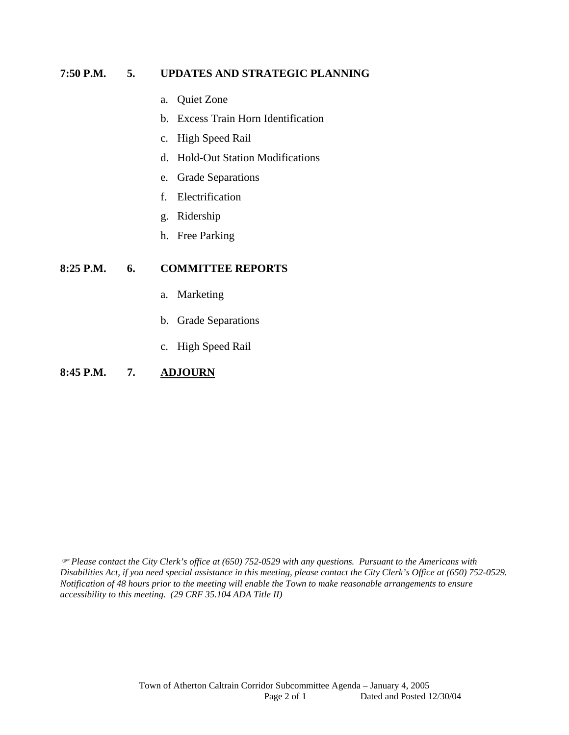**7:50 P.M. 5. UPDATES AND STRATEGIC PLANNING**

a. Quiet Zone
b. Excess Train Horn Identification
c. High Speed Rail
d. Hold-Out Station Modifications
e. Grade Separations
f. Electrification
g. Ridership
h. Free Parking

**8:25 P.M. 6. COMMITTEE REPORTS**

a. Marketing
b. Grade Separations
c. High Speed Rail

**8:45 P.M. 7. <u>ADJOURN</u>**

☞ *Please contact the City Clerk's office at (650) 752-0529 with any questions. Pursuant to the Americans with Disabilities Act, if you need special assistance in this meeting, please contact the City Clerk's Office at (650) 752-0529. Notification of 48 hours prior to the meeting will enable the Town to make reasonable arrangements to ensure accessibility to this meeting. (29 CRF 35.104 ADA Title II)*